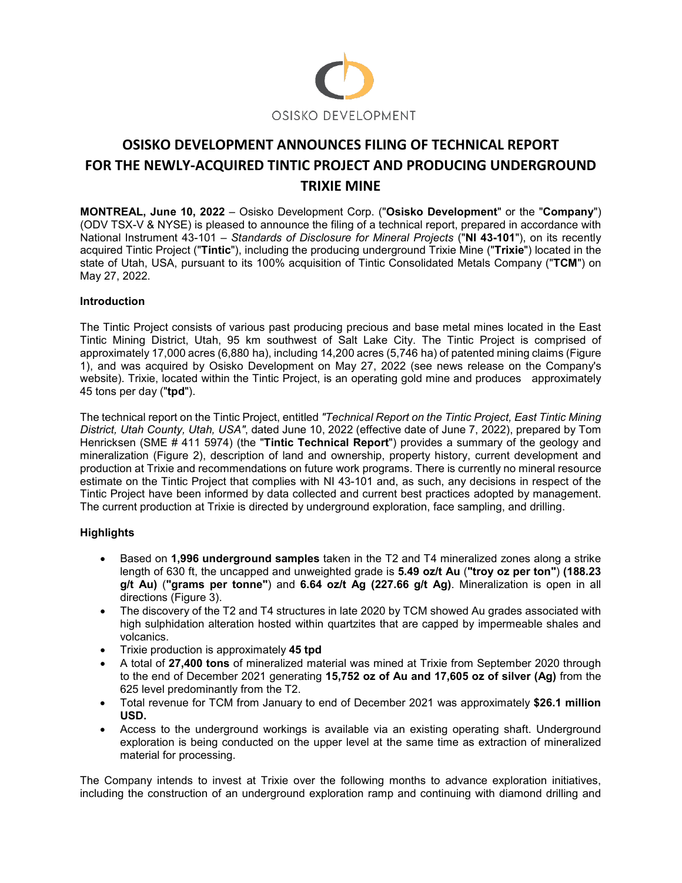OSISKO DEVELOPMENT

# OSISKO DEVELOPMENT ANNOUNCES FILING OF TECHNICAL REPORT FOR THE NEWLY-ACQUIRED TINTIC PROJECT AND PRODUCING UNDERGROUND TRIXIE MINE

**MONTREAL, June 10, 2022** – Osisko Development Corp. ("**Osisko Development**" or the "**Company**") (ODV TSX-V & NYSE) is pleased to announce the filing of a technical report, prepared in accordance with National Instrument 43-101 – *Standards of Disclosure for Mineral Projects* ("**NI 43-101**"), on its recently acquired Tintic Project ("**Tintic**"), including the producing underground Trixie Mine ("**Trixie**") located in the state of Utah, USA, pursuant to its 100% acquisition of Tintic Consolidated Metals Company ("**TCM**") on May 27, 2022.

### Introduction

The Tintic Project consists of various past producing precious and base metal mines located in the East Tintic Mining District, Utah, 95 km southwest of Salt Lake City. The Tintic Project is comprised of approximately 17,000 acres (6,880 ha), including 14,200 acres (5,746 ha) of patented mining claims (Figure 1), and was acquired by Osisko Development on May 27, 2022 (see news release on the Company's website). Trixie, located within the Tintic Project, is an operating gold mine and produces approximately 45 tons per day ("**tpd**").

The technical report on the Tintic Project, entitled *"Technical Report on the Tintic Project, East Tintic Mining District, Utah County, Utah, USA"*, dated June 10, 2022 (effective date of June 7, 2022), prepared by Tom Henricksen (SME # 411 5974) (the "**Tintic Technical Report**") provides a summary of the geology and mineralization (Figure 2), description of land and ownership, property history, current development and production at Trixie and recommendations on future work programs. There is currently no mineral resource estimate on the Tintic Project that complies with NI 43-101 and, as such, any decisions in respect of the Tintic Project have been informed by data collected and current best practices adopted by management. The current production at Trixie is directed by underground exploration, face sampling, and drilling.

### Highlights

- Based on **1,996 underground samples** taken in the T2 and T4 mineralized zones along a strike length of 630 ft, the uncapped and unweighted grade is **5.49 oz/t Au** (**"troy oz per ton"**) **(188.23 g/t Au)** (**"grams per tonne"**) and **6.64 oz/t Ag (227.66 g/t Ag)**. Mineralization is open in all directions (Figure 3).
- The discovery of the T2 and T4 structures in late 2020 by TCM showed Au grades associated with high sulphidation alteration hosted within quartzites that are capped by impermeable shales and volcanics.
- Trixie production is approximately **45 tpd**
- A total of **27,400 tons** of mineralized material was mined at Trixie from September 2020 through to the end of December 2021 generating **15,752 oz of Au and 17,605 oz of silver (Ag)** from the 625 level predominantly from the T2.
- Total revenue for TCM from January to end of December 2021 was approximately **$26.1 million USD.**
- Access to the underground workings is available via an existing operating shaft. Underground exploration is being conducted on the upper level at the same time as extraction of mineralized material for processing.

The Company intends to invest at Trixie over the following months to advance exploration initiatives, including the construction of an underground exploration ramp and continuing with diamond drilling and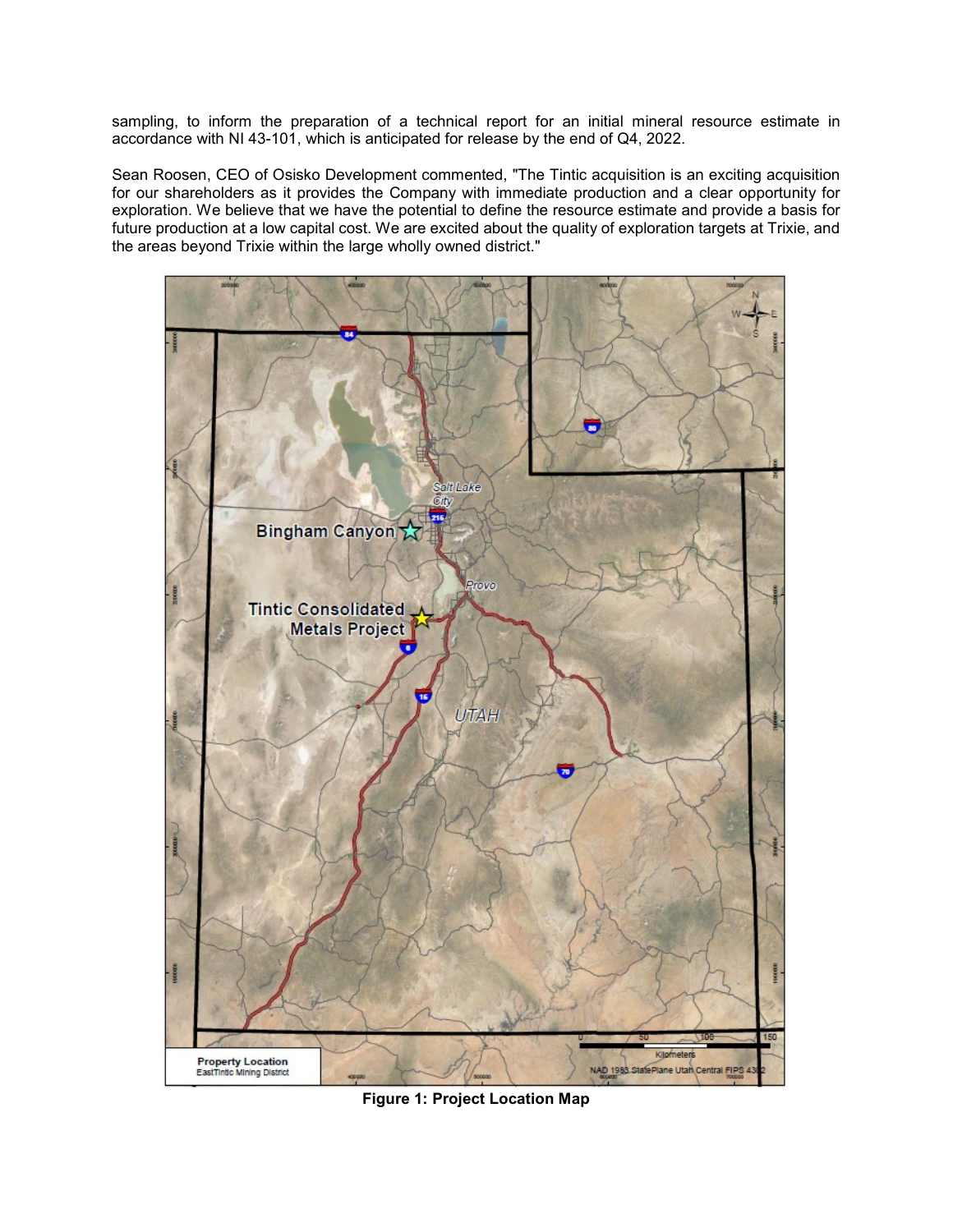sampling, to inform the preparation of a technical report for an initial mineral resource estimate in accordance with NI 43-101, which is anticipated for release by the end of Q4, 2022.

Sean Roosen, CEO of Osisko Development commented, "The Tintic acquisition is an exciting acquisition for our shareholders as it provides the Company with immediate production and a clear opportunity for exploration. We believe that we have the potential to define the resource estimate and provide a basis for future production at a low capital cost. We are excited about the quality of exploration targets at Trixie, and the areas beyond Trixie within the large wholly owned district."

**Figure 1: Project Location Map**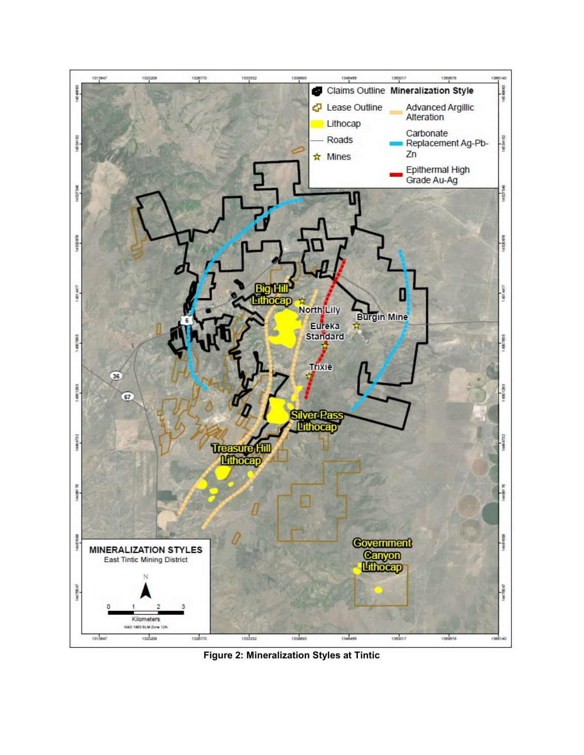**Figure 2: Mineralization Styles at Tintic**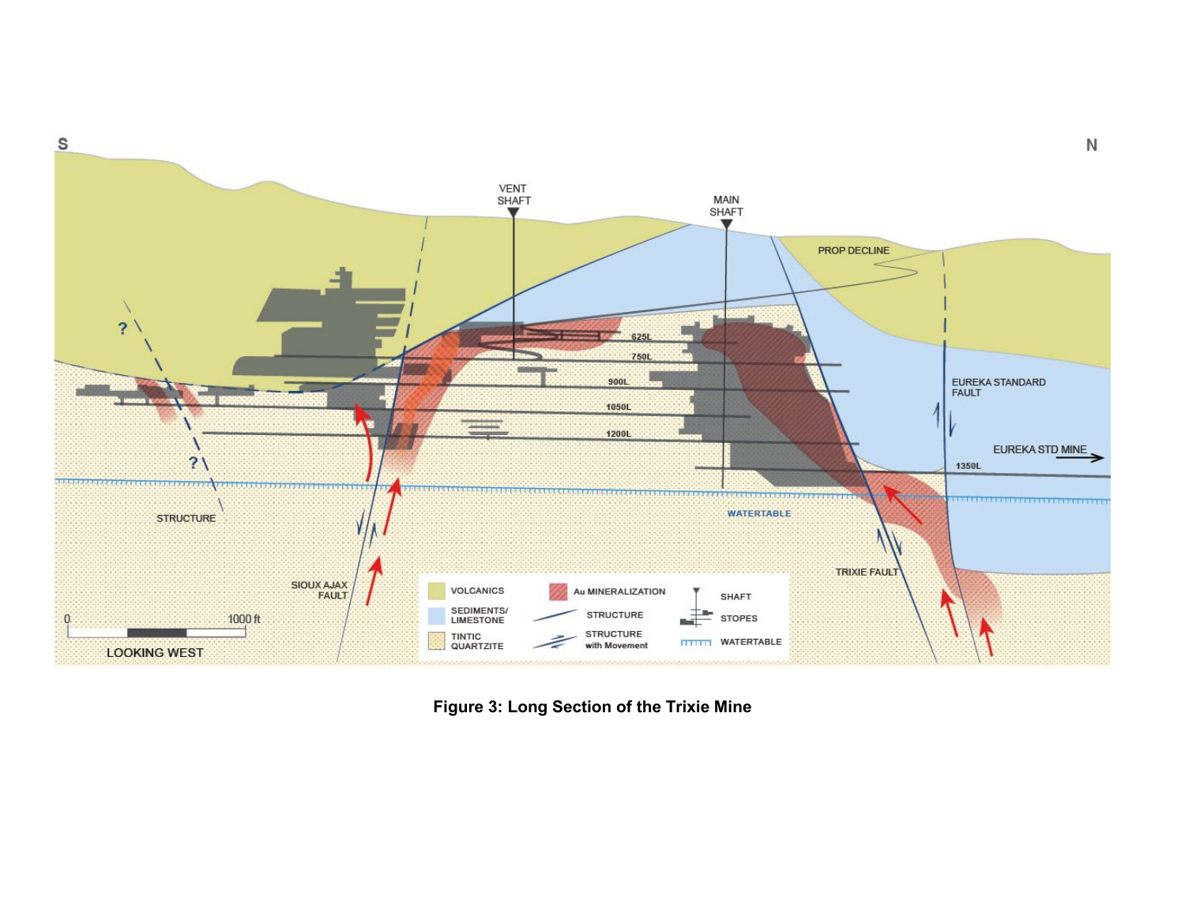**Figure 3: Long Section of the Trixie Mine**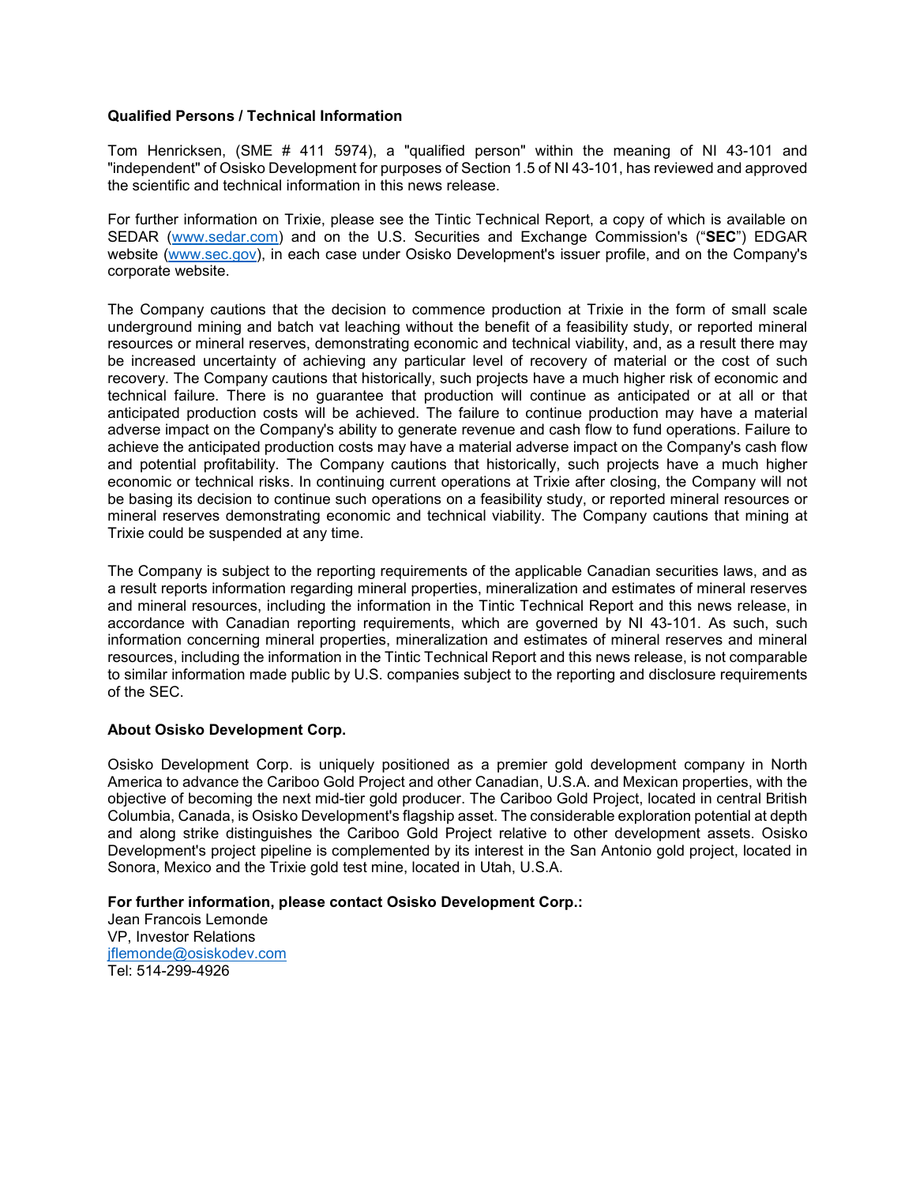**Qualified Persons / Technical Information**

Tom Henricksen, (SME # 411 5974), a "qualified person" within the meaning of NI 43-101 and "independent" of Osisko Development for purposes of Section 1.5 of NI 43-101, has reviewed and approved the scientific and technical information in this news release.

For further information on Trixie, please see the Tintic Technical Report, a copy of which is available on SEDAR (www.sedar.com) and on the U.S. Securities and Exchange Commission's ("**SEC**") EDGAR website (www.sec.gov), in each case under Osisko Development's issuer profile, and on the Company's corporate website.

The Company cautions that the decision to commence production at Trixie in the form of small scale underground mining and batch vat leaching without the benefit of a feasibility study, or reported mineral resources or mineral reserves, demonstrating economic and technical viability, and, as a result there may be increased uncertainty of achieving any particular level of recovery of material or the cost of such recovery. The Company cautions that historically, such projects have a much higher risk of economic and technical failure. There is no guarantee that production will continue as anticipated or at all or that anticipated production costs will be achieved. The failure to continue production may have a material adverse impact on the Company's ability to generate revenue and cash flow to fund operations. Failure to achieve the anticipated production costs may have a material adverse impact on the Company's cash flow and potential profitability. The Company cautions that historically, such projects have a much higher economic or technical risks. In continuing current operations at Trixie after closing, the Company will not be basing its decision to continue such operations on a feasibility study, or reported mineral resources or mineral reserves demonstrating economic and technical viability. The Company cautions that mining at Trixie could be suspended at any time.

The Company is subject to the reporting requirements of the applicable Canadian securities laws, and as a result reports information regarding mineral properties, mineralization and estimates of mineral reserves and mineral resources, including the information in the Tintic Technical Report and this news release, in accordance with Canadian reporting requirements, which are governed by NI 43-101. As such, such information concerning mineral properties, mineralization and estimates of mineral reserves and mineral resources, including the information in the Tintic Technical Report and this news release, is not comparable to similar information made public by U.S. companies subject to the reporting and disclosure requirements of the SEC.

**About Osisko Development Corp.**

Osisko Development Corp. is uniquely positioned as a premier gold development company in North America to advance the Cariboo Gold Project and other Canadian, U.S.A. and Mexican properties, with the objective of becoming the next mid-tier gold producer. The Cariboo Gold Project, located in central British Columbia, Canada, is Osisko Development's flagship asset. The considerable exploration potential at depth and along strike distinguishes the Cariboo Gold Project relative to other development assets. Osisko Development's project pipeline is complemented by its interest in the San Antonio gold project, located in Sonora, Mexico and the Trixie gold test mine, located in Utah, U.S.A.

**For further information, please contact Osisko Development Corp.:**
Jean Francois Lemonde
VP, Investor Relations
jflemonde@osiskodev.com
Tel: 514-299-4926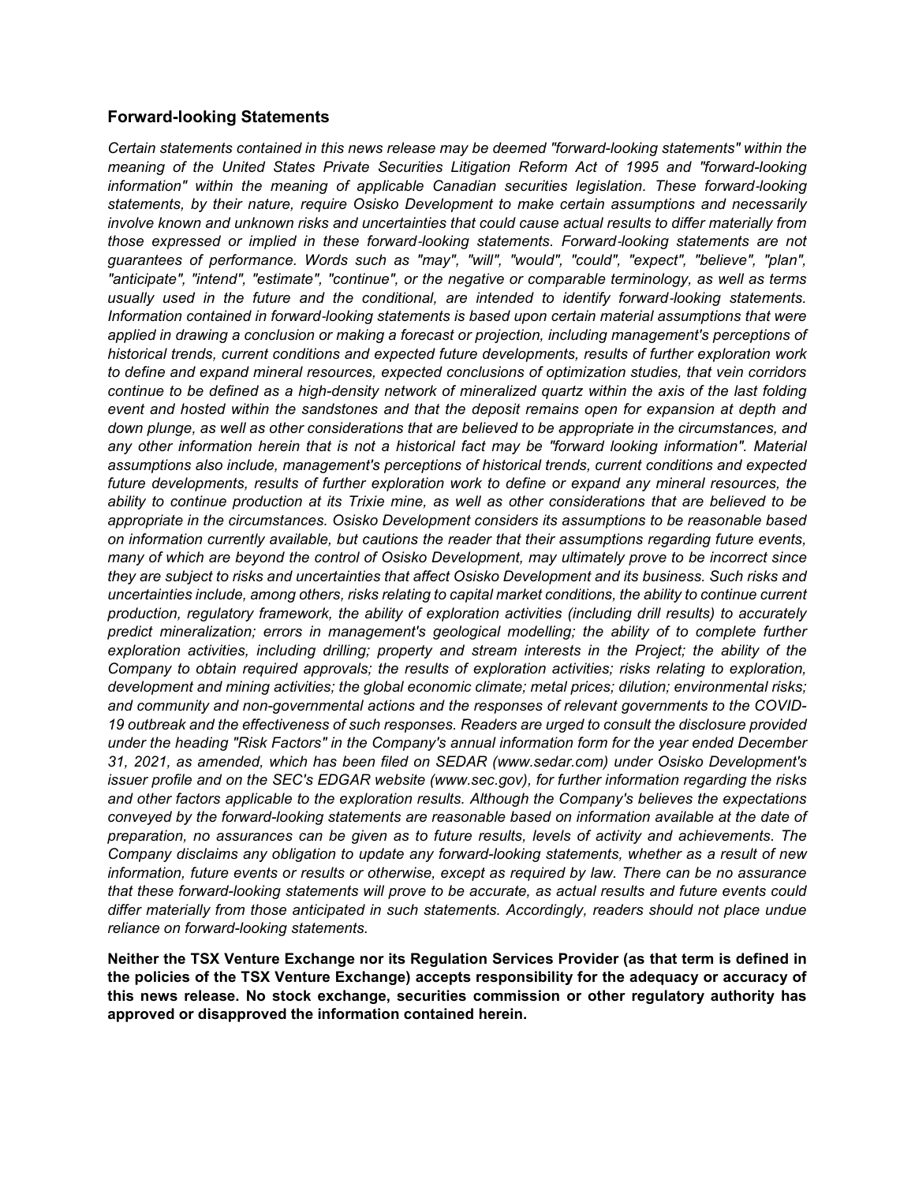## Forward-looking Statements

*Certain statements contained in this news release may be deemed "forward-looking statements" within the meaning of the United States Private Securities Litigation Reform Act of 1995 and "forward-looking information" within the meaning of applicable Canadian securities legislation. These forward-looking statements, by their nature, require Osisko Development to make certain assumptions and necessarily involve known and unknown risks and uncertainties that could cause actual results to differ materially from those expressed or implied in these forward-looking statements. Forward-looking statements are not guarantees of performance. Words such as "may", "will", "would", "could", "expect", "believe", "plan", "anticipate", "intend", "estimate", "continue", or the negative or comparable terminology, as well as terms usually used in the future and the conditional, are intended to identify forward-looking statements. Information contained in forward-looking statements is based upon certain material assumptions that were applied in drawing a conclusion or making a forecast or projection, including management's perceptions of historical trends, current conditions and expected future developments, results of further exploration work to define and expand mineral resources, expected conclusions of optimization studies, that vein corridors continue to be defined as a high-density network of mineralized quartz within the axis of the last folding event and hosted within the sandstones and that the deposit remains open for expansion at depth and down plunge, as well as other considerations that are believed to be appropriate in the circumstances, and any other information herein that is not a historical fact may be "forward looking information". Material assumptions also include, management's perceptions of historical trends, current conditions and expected future developments, results of further exploration work to define or expand any mineral resources, the ability to continue production at its Trixie mine, as well as other considerations that are believed to be appropriate in the circumstances. Osisko Development considers its assumptions to be reasonable based on information currently available, but cautions the reader that their assumptions regarding future events, many of which are beyond the control of Osisko Development, may ultimately prove to be incorrect since they are subject to risks and uncertainties that affect Osisko Development and its business. Such risks and uncertainties include, among others, risks relating to capital market conditions, the ability to continue current production, regulatory framework, the ability of exploration activities (including drill results) to accurately predict mineralization; errors in management's geological modelling; the ability of to complete further exploration activities, including drilling; property and stream interests in the Project; the ability of the Company to obtain required approvals; the results of exploration activities; risks relating to exploration, development and mining activities; the global economic climate; metal prices; dilution; environmental risks; and community and non-governmental actions and the responses of relevant governments to the COVID-19 outbreak and the effectiveness of such responses. Readers are urged to consult the disclosure provided under the heading "Risk Factors" in the Company's annual information form for the year ended December 31, 2021, as amended, which has been filed on SEDAR (www.sedar.com) under Osisko Development's issuer profile and on the SEC's EDGAR website (www.sec.gov), for further information regarding the risks and other factors applicable to the exploration results. Although the Company's believes the expectations conveyed by the forward-looking statements are reasonable based on information available at the date of preparation, no assurances can be given as to future results, levels of activity and achievements. The Company disclaims any obligation to update any forward-looking statements, whether as a result of new information, future events or results or otherwise, except as required by law. There can be no assurance that these forward-looking statements will prove to be accurate, as actual results and future events could differ materially from those anticipated in such statements. Accordingly, readers should not place undue reliance on forward-looking statements.*

**Neither the TSX Venture Exchange nor its Regulation Services Provider (as that term is defined in the policies of the TSX Venture Exchange) accepts responsibility for the adequacy or accuracy of this news release. No stock exchange, securities commission or other regulatory authority has approved or disapproved the information contained herein.**